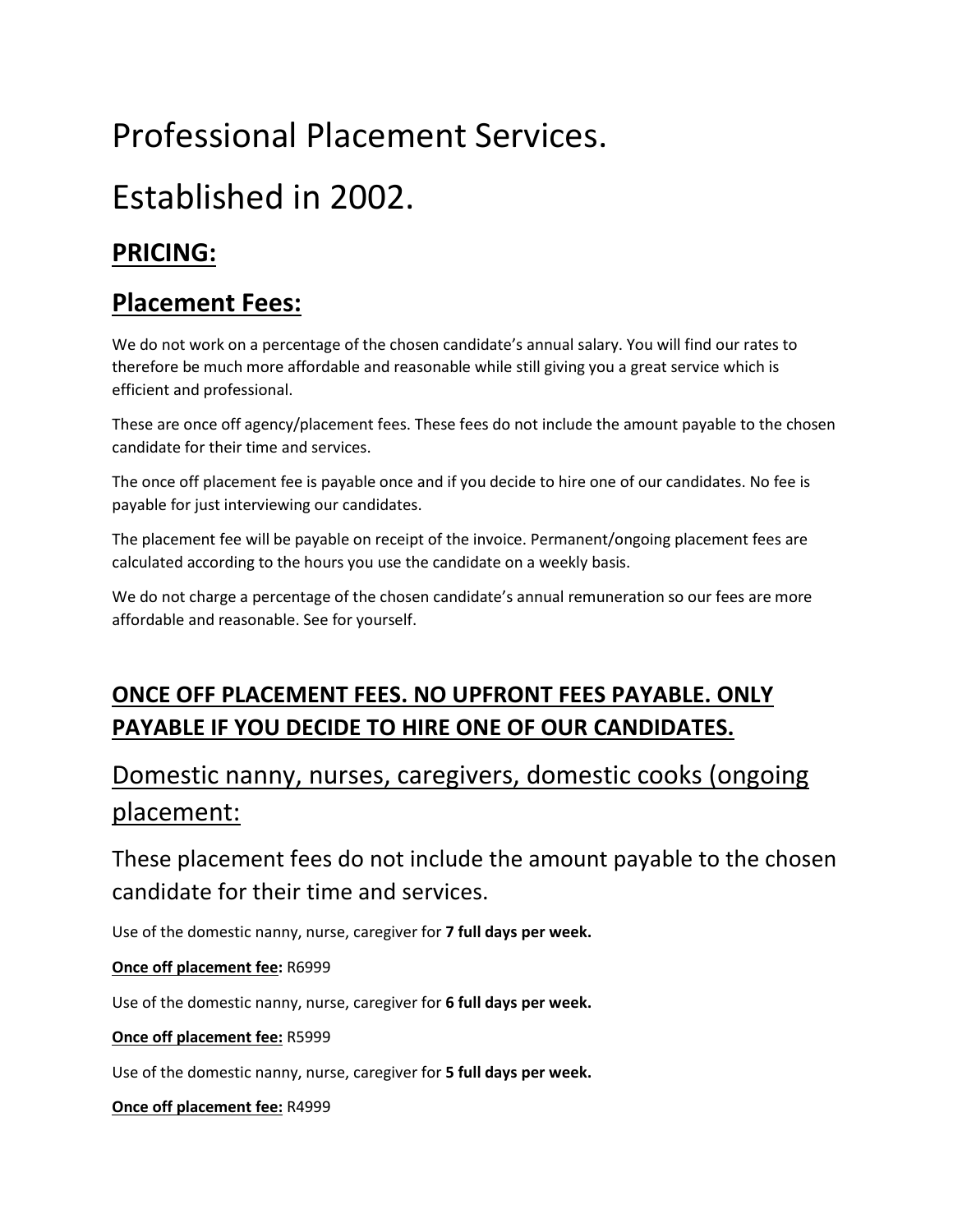# Professional Placement Services.

# Established in 2002.

## PRICING:

## Placement Fees:

We do not work on a percentage of the chosen candidate's annual salary. You will find our rates to therefore be much more affordable and reasonable while still giving you a great service which is efficient and professional.

These are once off agency/placement fees. These fees do not include the amount payable to the chosen candidate for their time and services.

The once off placement fee is payable once and if you decide to hire one of our candidates. No fee is payable for just interviewing our candidates.

The placement fee will be payable on receipt of the invoice. Permanent/ongoing placement fees are calculated according to the hours you use the candidate on a weekly basis.

We do not charge a percentage of the chosen candidate's annual remuneration so our fees are more affordable and reasonable. See for yourself.

## ONCE OFF PLACEMENT FEES. NO UPFRONT FEES PAYABLE. ONLY PAYABLE IF YOU DECIDE TO HIRE ONE OF OUR CANDIDATES.

## Domestic nanny, nurses, caregivers, domestic cooks (ongoing placement:

### These placement fees do not include the amount payable to the chosen candidate for their time and services.

Use of the domestic nanny, nurse, caregiver for **7 full days per week.**

**Once off placement fee:** R6999

Use of the domestic nanny, nurse, caregiver for **6 full days per week.**

**Once off placement fee:** R5999

Use of the domestic nanny, nurse, caregiver for **5 full days per week.**

**Once off placement fee:** R4999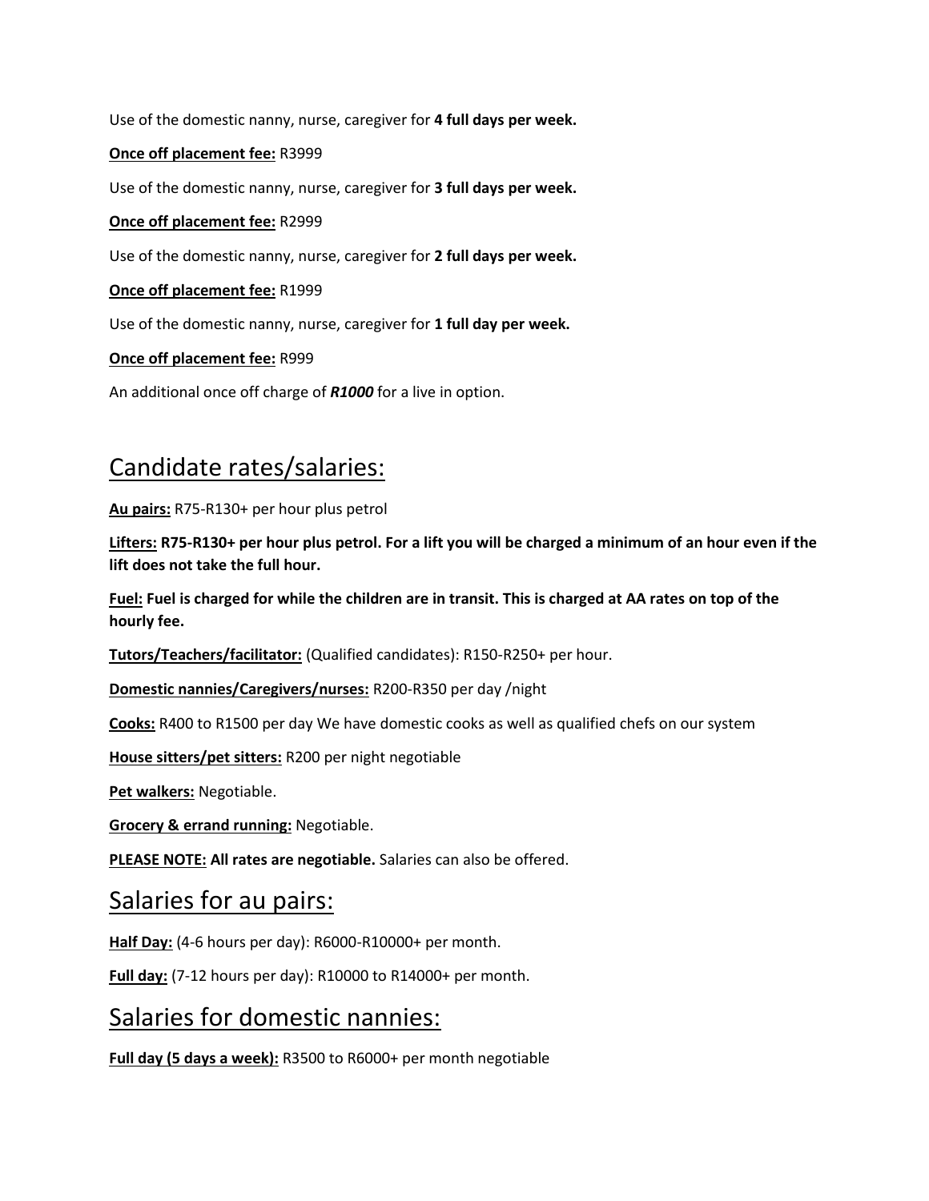Use of the domestic nanny, nurse, caregiver for **4 full days per week.**

**Once off placement fee:** R3999

Use of the domestic nanny, nurse, caregiver for **3 full days per week.**

**Once off placement fee:** R2999

Use of the domestic nanny, nurse, caregiver for **2 full days per week.**

**Once off placement fee:** R1999

Use of the domestic nanny, nurse, caregiver for **1 full day per week.**

**Once off placement fee:** R999

An additional once off charge of ***R1000*** for a live in option.

# Candidate rates/salaries:

**Au pairs:** R75-R130+ per hour plus petrol

**Lifters: R75-R130+ per hour plus petrol. For a lift you will be charged a minimum of an hour even if the lift does not take the full hour.**

**Fuel: Fuel is charged for while the children are in transit. This is charged at AA rates on top of the hourly fee.**

**Tutors/Teachers/facilitator:** (Qualified candidates): R150-R250+ per hour.

**Domestic nannies/Caregivers/nurses:** R200-R350 per day /night

**Cooks:** R400 to R1500 per day We have domestic cooks as well as qualified chefs on our system

**House sitters/pet sitters:** R200 per night negotiable

**Pet walkers:** Negotiable.

**Grocery & errand running:** Negotiable.

**PLEASE NOTE: All rates are negotiable.** Salaries can also be offered.

# Salaries for au pairs:

**Half Day:** (4-6 hours per day): R6000-R10000+ per month.

**Full day:** (7-12 hours per day): R10000 to R14000+ per month.

# Salaries for domestic nannies:

**Full day (5 days a week):** R3500 to R6000+ per month negotiable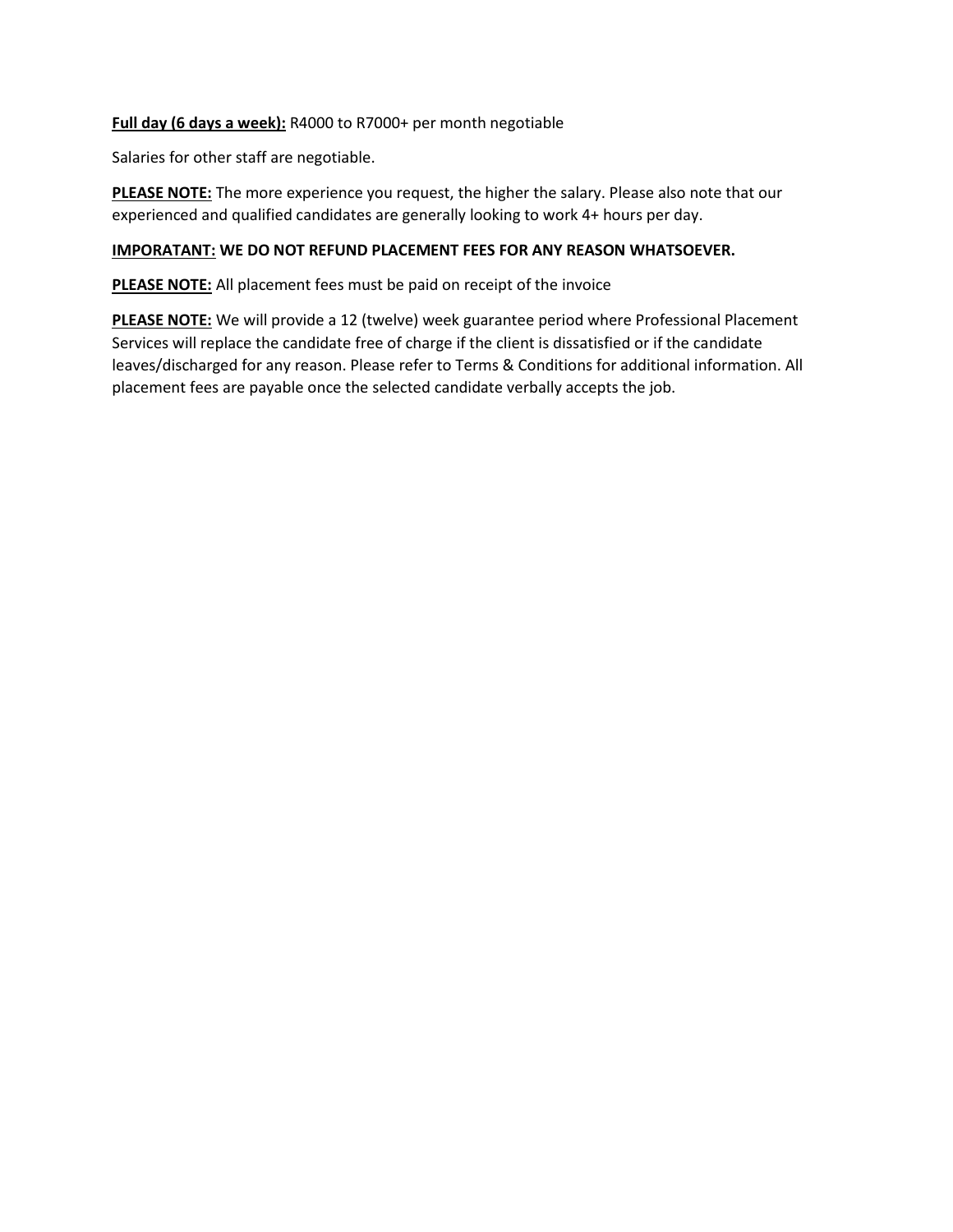**<u>Full day (6 days a week):</u>** R4000 to R7000+ per month negotiable

Salaries for other staff are negotiable.

**<u>PLEASE NOTE:</u>** The more experience you request, the higher the salary. Please also note that our experienced and qualified candidates are generally looking to work 4+ hours per day.

**<u>IMPORATANT:</u> WE DO NOT REFUND PLACEMENT FEES FOR ANY REASON WHATSOEVER.**

**<u>PLEASE NOTE:</u>** All placement fees must be paid on receipt of the invoice

**<u>PLEASE NOTE:</u>** We will provide a 12 (twelve) week guarantee period where Professional Placement Services will replace the candidate free of charge if the client is dissatisfied or if the candidate leaves/discharged for any reason. Please refer to Terms & Conditions for additional information. All placement fees are payable once the selected candidate verbally accepts the job.